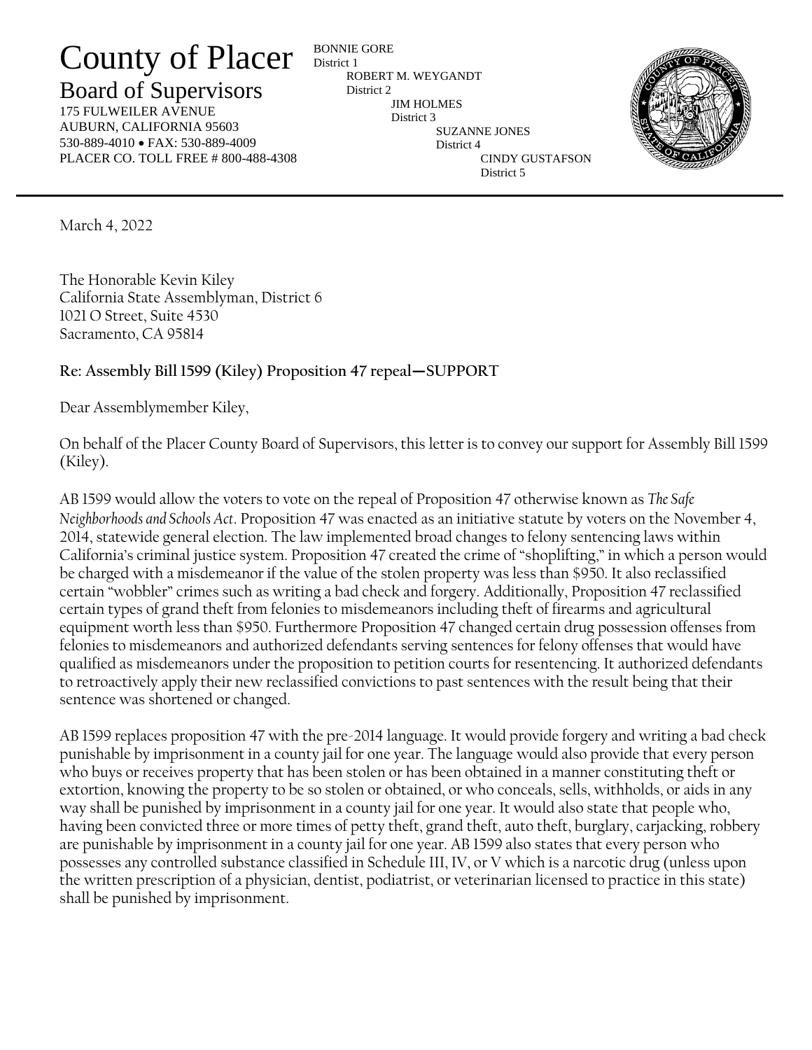# County of Placer

## Board of Supervisors

175 FULWEILER AVENUE
AUBURN, CALIFORNIA 95603
530-889-4010 • FAX: 530-889-4009
PLACER CO. TOLL FREE # 800-488-4308

BONNIE GORE
District 1
ROBERT M. WEYGANDT
District 2
JIM HOLMES
District 3
SUZANNE JONES
District 4
CINDY GUSTAFSON
District 5

---

March 4, 2022

The Honorable Kevin Kiley
California State Assemblyman, District 6
1021 O Street, Suite 4530
Sacramento, CA 95814

**Re: Assembly Bill 1599 (Kiley) Proposition 47 repeal—SUPPORT**

Dear Assemblymember Kiley,

On behalf of the Placer County Board of Supervisors, this letter is to convey our support for Assembly Bill 1599 (Kiley).

AB 1599 would allow the voters to vote on the repeal of Proposition 47 otherwise known as *The Safe Neighborhoods and Schools Act*. Proposition 47 was enacted as an initiative statute by voters on the November 4, 2014, statewide general election. The law implemented broad changes to felony sentencing laws within California's criminal justice system. Proposition 47 created the crime of "shoplifting," in which a person would be charged with a misdemeanor if the value of the stolen property was less than $950. It also reclassified certain "wobbler" crimes such as writing a bad check and forgery. Additionally, Proposition 47 reclassified certain types of grand theft from felonies to misdemeanors including theft of firearms and agricultural equipment worth less than $950. Furthermore Proposition 47 changed certain drug possession offenses from felonies to misdemeanors and authorized defendants serving sentences for felony offenses that would have qualified as misdemeanors under the proposition to petition courts for resentencing. It authorized defendants to retroactively apply their new reclassified convictions to past sentences with the result being that their sentence was shortened or changed.

AB 1599 replaces proposition 47 with the pre-2014 language. It would provide forgery and writing a bad check punishable by imprisonment in a county jail for one year. The language would also provide that every person who buys or receives property that has been stolen or has been obtained in a manner constituting theft or extortion, knowing the property to be so stolen or obtained, or who conceals, sells, withholds, or aids in any way shall be punished by imprisonment in a county jail for one year. It would also state that people who, having been convicted three or more times of petty theft, grand theft, auto theft, burglary, carjacking, robbery are punishable by imprisonment in a county jail for one year. AB 1599 also states that every person who possesses any controlled substance classified in Schedule III, IV, or V which is a narcotic drug (unless upon the written prescription of a physician, dentist, podiatrist, or veterinarian licensed to practice in this state) shall be punished by imprisonment.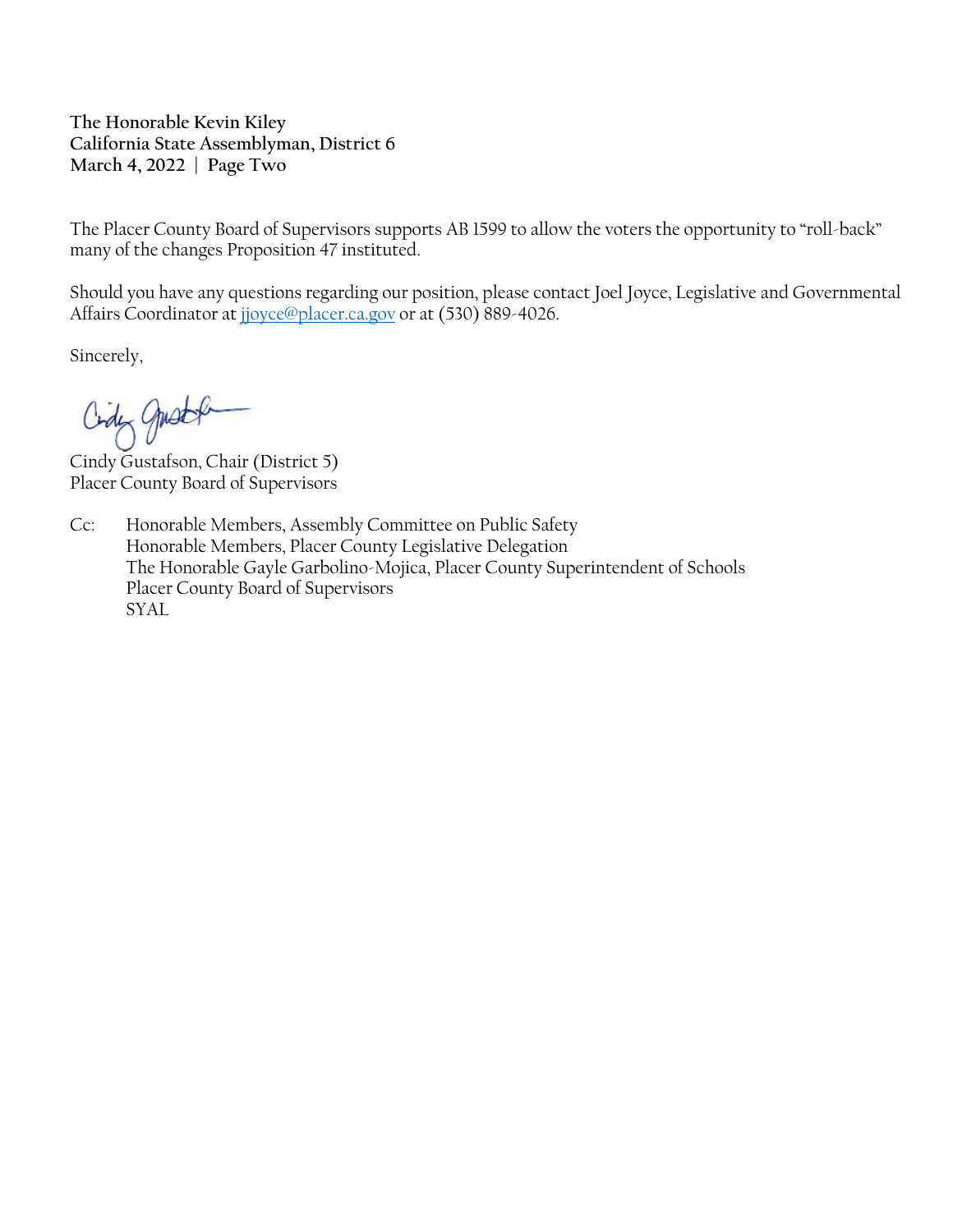The Placer County Board of Supervisors supports AB 1599 to allow the voters the opportunity to "roll-back" many of the changes Proposition 47 instituted.

Should you have any questions regarding our position, please contact Joel Joyce, Legislative and Governmental Affairs Coordinator at jjoyce@placer.ca.gov or at (530) 889-4026.

Sincerely,

Cindy Gustafson, Chair (District 5)
Placer County Board of Supervisors

Cc: Honorable Members, Assembly Committee on Public Safety
Honorable Members, Placer County Legislative Delegation
The Honorable Gayle Garbolino-Mojica, Placer County Superintendent of Schools
Placer County Board of Supervisors
SYAL